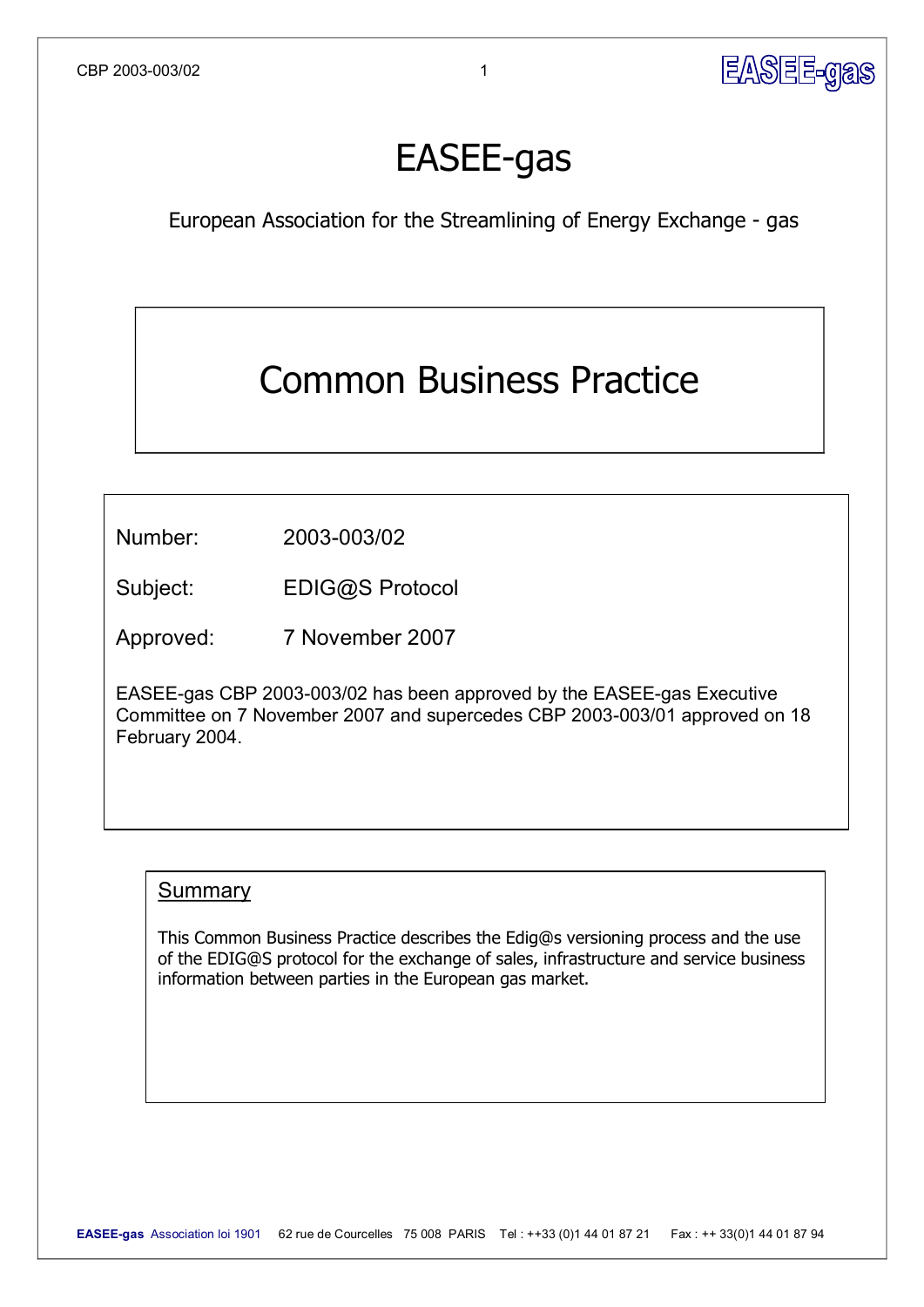# EASEE-gas

European Association for the Streamlining of Energy Exchange - gas

## Common Business Practice

Number: 2003-003/02

Subject: EDIG@S Protocol

Approved: 7 November 2007

EASEE-gas CBP 2003-003/02 has been approved by the EASEE-gas Executive Committee on 7 November 2007 and supercedes CBP 2003-003/01 approved on 18 February 2004.

### Summary

This Common Business Practice describes the Edig@s versioning process and the use of the EDIG@S protocol for the exchange of sales, infrastructure and service business information between parties in the European gas market.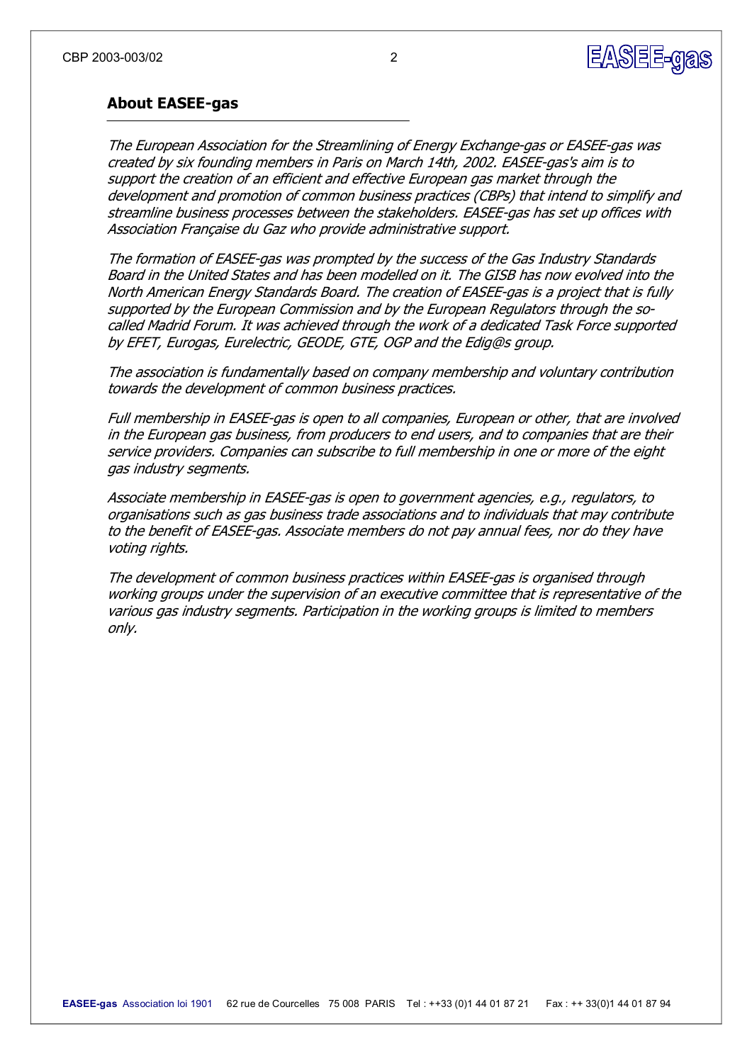## About EASEE-gas

*The European Association for the Streamlining of Energy Exchange-gas or EASEE-gas was created by six founding members in Paris on March 14th, 2002. EASEE-gas's aim is to support the creation of an efficient and effective European gas market through the development and promotion of common business practices (CBPs) that intend to simplify and streamline business processes between the stakeholders. EASEE-gas has set up offices with Association Française du Gaz who provide administrative support.*

*The formation of EASEE-gas was prompted by the success of the Gas Industry Standards Board in the United States and has been modelled on it. The GISB has now evolved into the North American Energy Standards Board. The creation of EASEE-gas is a project that is fully supported by the European Commission and by the European Regulators through the so-called Madrid Forum. It was achieved through the work of a dedicated Task Force supported by EFET, Eurogas, Eurelectric, GEODE, GTE, OGP and the Edig@s group.*

*The association is fundamentally based on company membership and voluntary contribution towards the development of common business practices.*

*Full membership in EASEE-gas is open to all companies, European or other, that are involved in the European gas business, from producers to end users, and to companies that are their service providers. Companies can subscribe to full membership in one or more of the eight gas industry segments.*

*Associate membership in EASEE-gas is open to government agencies, e.g., regulators, to organisations such as gas business trade associations and to individuals that may contribute to the benefit of EASEE-gas. Associate members do not pay annual fees, nor do they have voting rights.*

*The development of common business practices within EASEE-gas is organised through working groups under the supervision of an executive committee that is representative of the various gas industry segments. Participation in the working groups is limited to members only.*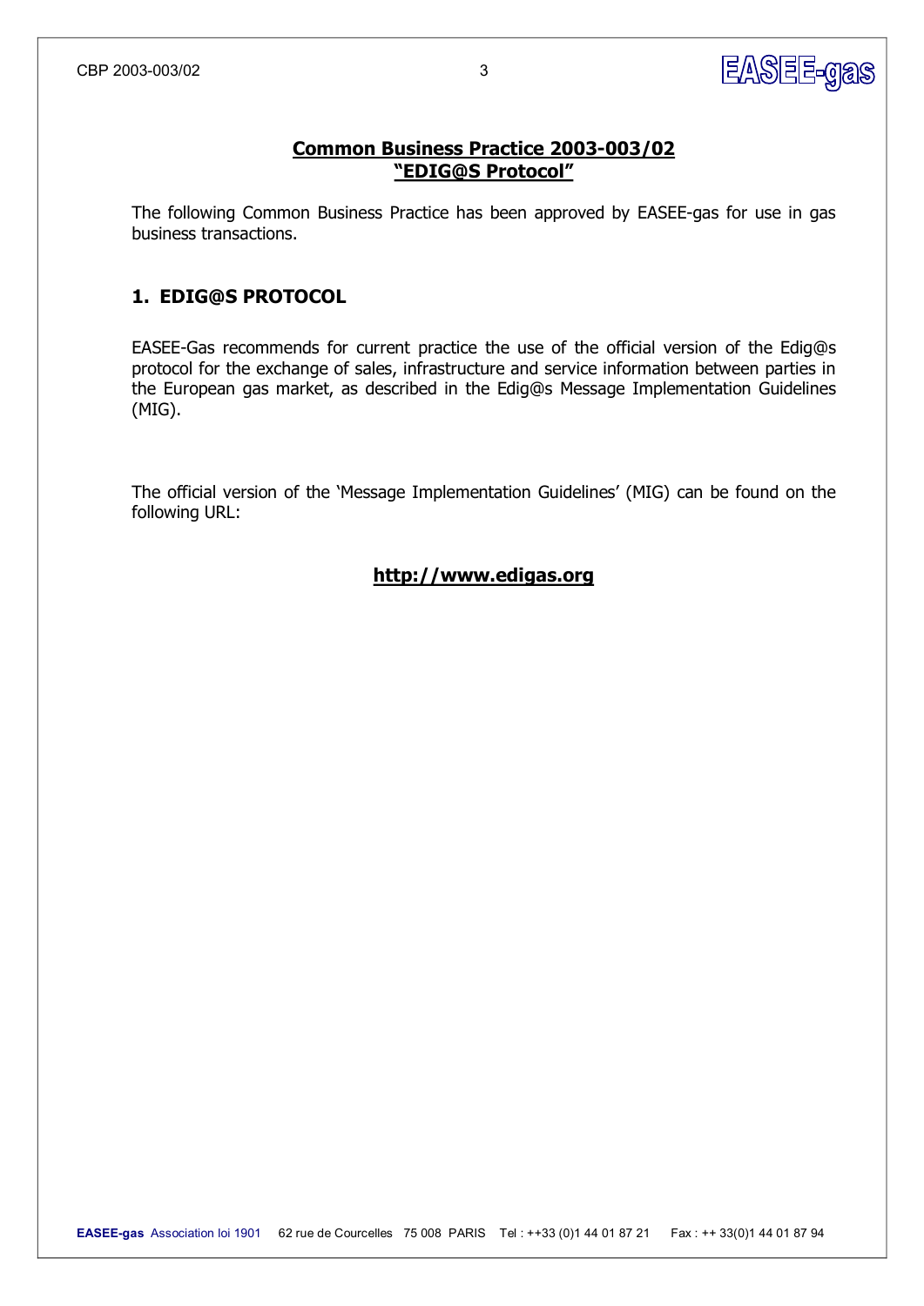## Common Business Practice 2003-003/02
## "EDIG@S Protocol"

The following Common Business Practice has been approved by EASEE-gas for use in gas business transactions.

### 1. EDIG@S PROTOCOL

EASEE-Gas recommends for current practice the use of the official version of the Edig@s protocol for the exchange of sales, infrastructure and service information between parties in the European gas market, as described in the Edig@s Message Implementation Guidelines (MIG).

The official version of the 'Message Implementation Guidelines' (MIG) can be found on the following URL:

**http://www.edigas.org**